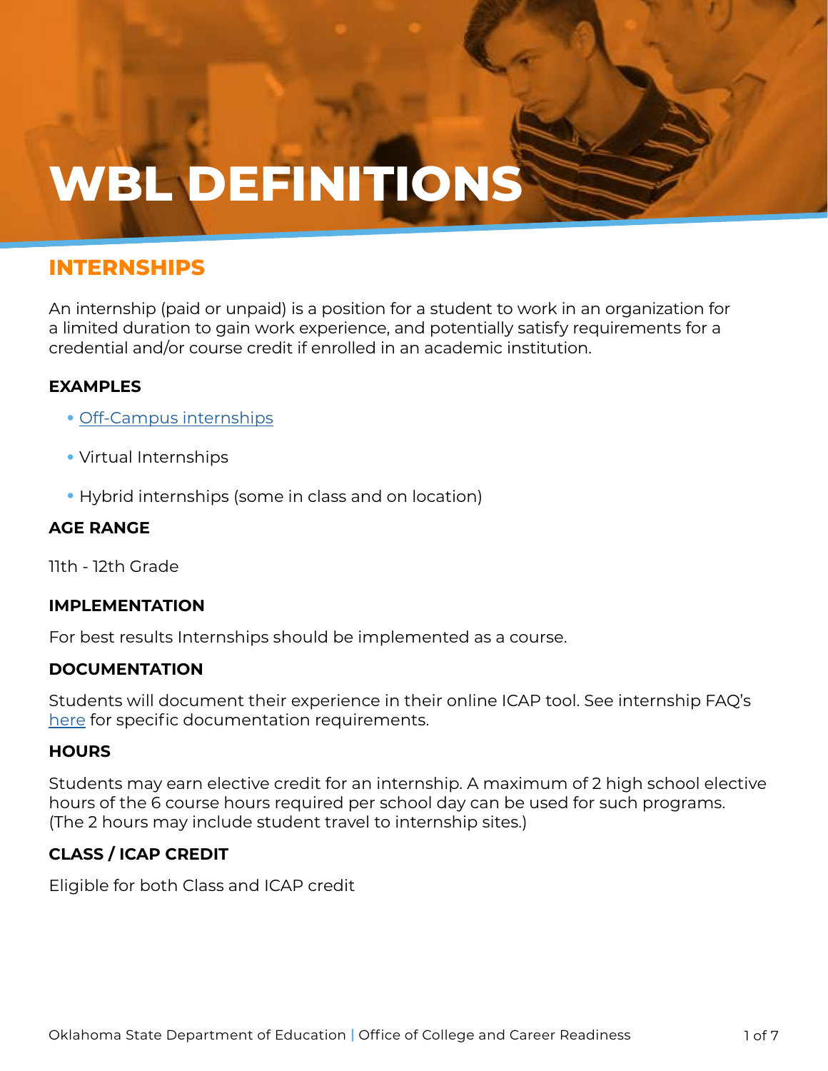# WBL DEFINITIONS

## INTERNSHIPS

An internship (paid or unpaid) is a position for a student to work in an organization for a limited duration to gain work experience, and potentially satisfy requirements for a credential and/or course credit if enrolled in an academic institution.

### EXAMPLES

- Off-Campus internships
- Virtual Internships
- Hybrid internships (some in class and on location)

### AGE RANGE

11th - 12th Grade

### IMPLEMENTATION

For best results Internships should be implemented as a course.

### DOCUMENTATION

Students will document their experience in their online ICAP tool. See internship FAQ's here for specific documentation requirements.

### HOURS

Students may earn elective credit for an internship. A maximum of 2 high school elective hours of the 6 course hours required per school day can be used for such programs. (The 2 hours may include student travel to internship sites.)

### CLASS / ICAP CREDIT

Eligible for both Class and ICAP credit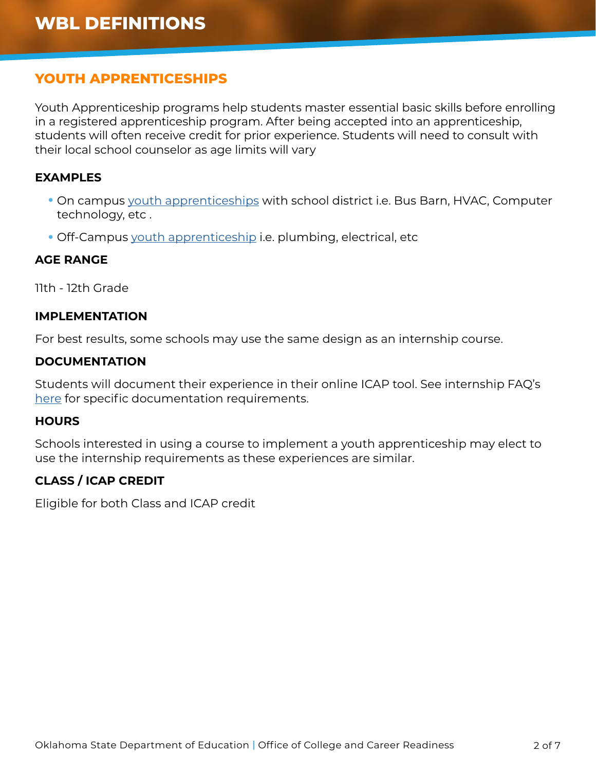# WBL DEFINITIONS

## YOUTH APPRENTICESHIPS

Youth Apprenticeship programs help students master essential basic skills before enrolling in a registered apprenticeship program. After being accepted into an apprenticeship, students will often receive credit for prior experience. Students will need to consult with their local school counselor as age limits will vary

### EXAMPLES

- On campus youth apprenticeships with school district i.e. Bus Barn, HVAC, Computer technology, etc .
- Off-Campus youth apprenticeship i.e. plumbing, electrical, etc

### AGE RANGE

11th - 12th Grade

### IMPLEMENTATION

For best results, some schools may use the same design as an internship course.

### DOCUMENTATION

Students will document their experience in their online ICAP tool. See internship FAQ's here for specific documentation requirements.

### HOURS

Schools interested in using a course to implement a youth apprenticeship may elect to use the internship requirements as these experiences are similar.

### CLASS / ICAP CREDIT

Eligible for both Class and ICAP credit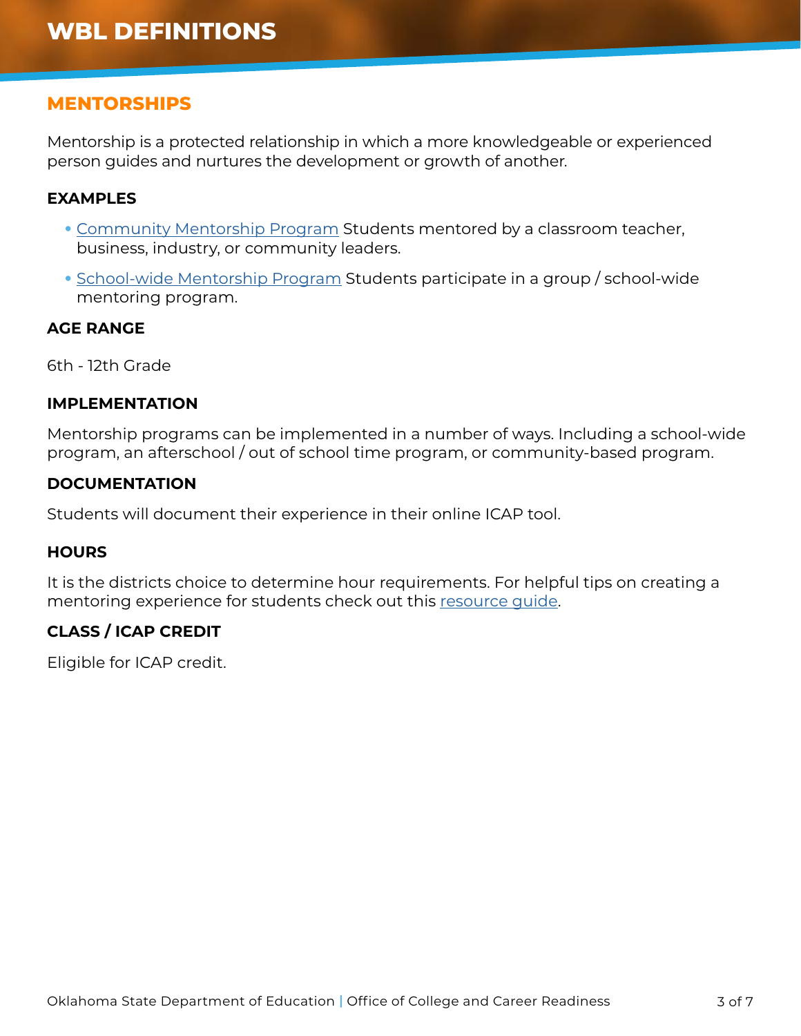# WBL DEFINITIONS

## MENTORSHIPS

Mentorship is a protected relationship in which a more knowledgeable or experienced person guides and nurtures the development or growth of another.

### EXAMPLES

- Community Mentorship Program Students mentored by a classroom teacher, business, industry, or community leaders.
- School-wide Mentorship Program Students participate in a group / school-wide mentoring program.

### AGE RANGE

6th - 12th Grade

### IMPLEMENTATION

Mentorship programs can be implemented in a number of ways. Including a school-wide program, an afterschool / out of school time program, or community-based program.

### DOCUMENTATION

Students will document their experience in their online ICAP tool.

### HOURS

It is the districts choice to determine hour requirements. For helpful tips on creating a mentoring experience for students check out this resource guide.

### CLASS / ICAP CREDIT

Eligible for ICAP credit.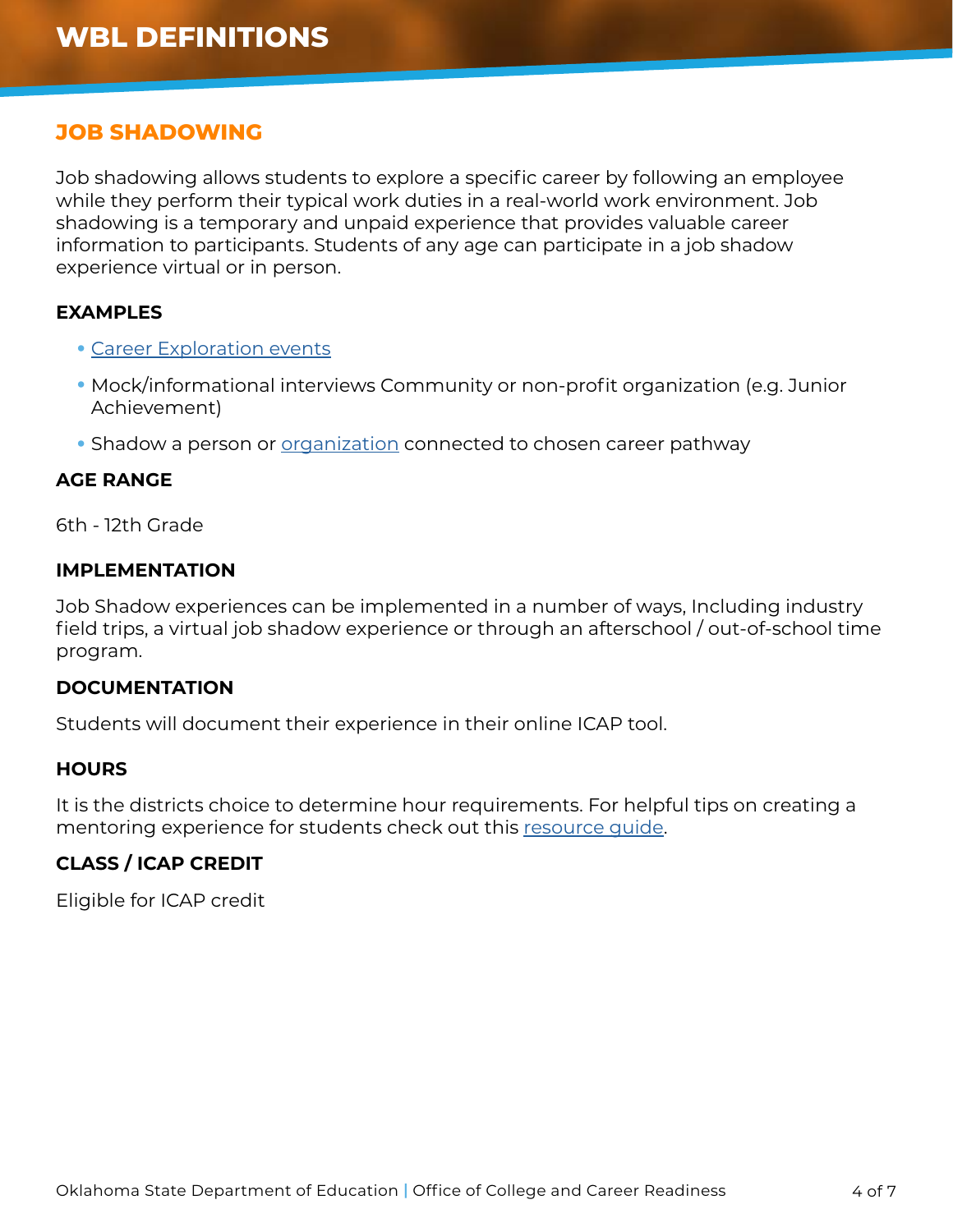# WBL DEFINITIONS

## JOB SHADOWING

Job shadowing allows students to explore a specific career by following an employee while they perform their typical work duties in a real-world work environment. Job shadowing is a temporary and unpaid experience that provides valuable career information to participants. Students of any age can participate in a job shadow experience virtual or in person.

### EXAMPLES

- Career Exploration events
- Mock/informational interviews Community or non-profit organization (e.g. Junior Achievement)
- Shadow a person or organization connected to chosen career pathway

### AGE RANGE

6th - 12th Grade

### IMPLEMENTATION

Job Shadow experiences can be implemented in a number of ways, Including industry field trips, a virtual job shadow experience or through an afterschool / out-of-school time program.

### DOCUMENTATION

Students will document their experience in their online ICAP tool.

### HOURS

It is the districts choice to determine hour requirements. For helpful tips on creating a mentoring experience for students check out this resource guide.

### CLASS / ICAP CREDIT

Eligible for ICAP credit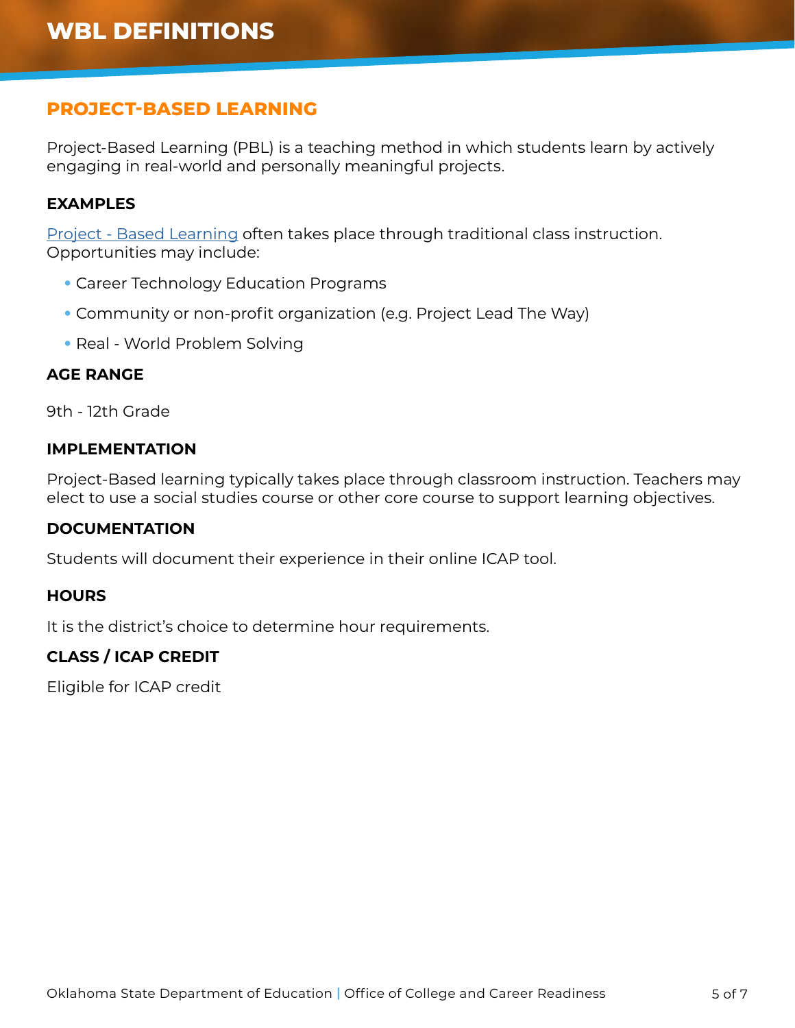# WBL DEFINITIONS

## PROJECT-BASED LEARNING

Project-Based Learning (PBL) is a teaching method in which students learn by actively engaging in real-world and personally meaningful projects.

### EXAMPLES

Project - Based Learning often takes place through traditional class instruction. Opportunities may include:

- Career Technology Education Programs
- Community or non-profit organization (e.g. Project Lead The Way)
- Real - World Problem Solving

### AGE RANGE

9th - 12th Grade

### IMPLEMENTATION

Project-Based learning typically takes place through classroom instruction. Teachers may elect to use a social studies course or other core course to support learning objectives.

### DOCUMENTATION

Students will document their experience in their online ICAP tool.

### HOURS

It is the district's choice to determine hour requirements.

### CLASS / ICAP CREDIT

Eligible for ICAP credit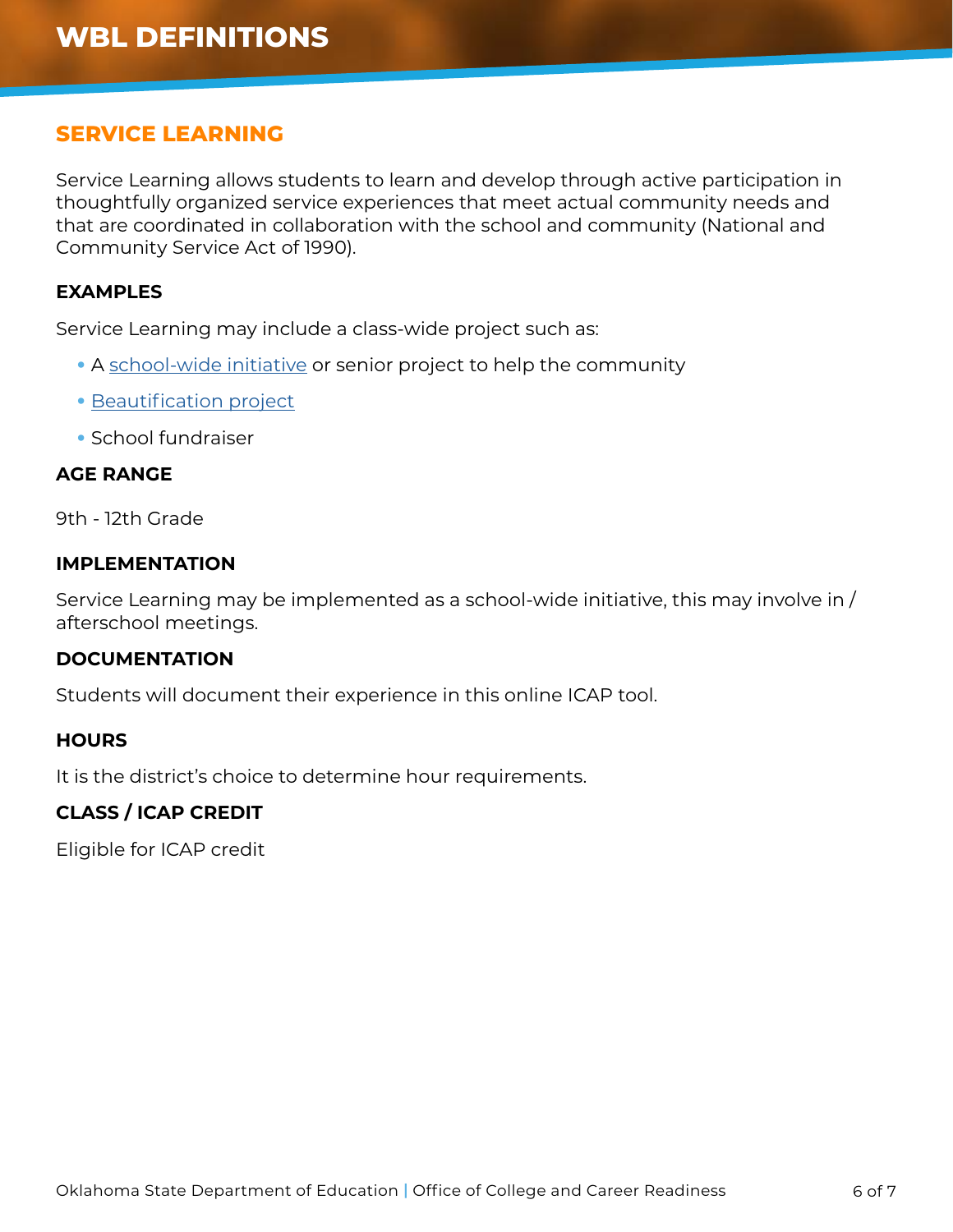# WBL DEFINITIONS

## SERVICE LEARNING

Service Learning allows students to learn and develop through active participation in thoughtfully organized service experiences that meet actual community needs and that are coordinated in collaboration with the school and community (National and Community Service Act of 1990).

### EXAMPLES

Service Learning may include a class-wide project such as:

- A school-wide initiative or senior project to help the community
- Beautification project
- School fundraiser

### AGE RANGE

9th - 12th Grade

### IMPLEMENTATION

Service Learning may be implemented as a school-wide initiative, this may involve in / afterschool meetings.

### DOCUMENTATION

Students will document their experience in this online ICAP tool.

### HOURS

It is the district's choice to determine hour requirements.

### CLASS / ICAP CREDIT

Eligible for ICAP credit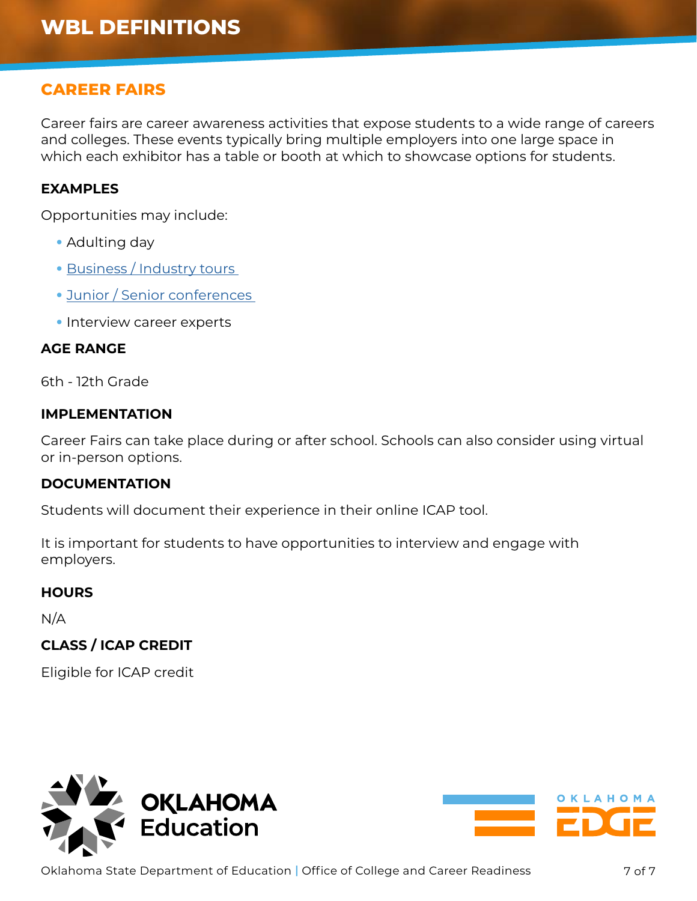# WBL DEFINITIONS

## CAREER FAIRS

Career fairs are career awareness activities that expose students to a wide range of careers and colleges. These events typically bring multiple employers into one large space in which each exhibitor has a table or booth at which to showcase options for students.

### EXAMPLES

Opportunities may include:

- Adulting day
- Business / Industry tours
- Junior / Senior conferences
- Interview career experts

### AGE RANGE

6th - 12th Grade

### IMPLEMENTATION

Career Fairs can take place during or after school. Schools can also consider using virtual or in-person options.

### DOCUMENTATION

Students will document their experience in their online ICAP tool.

It is important for students to have opportunities to interview and engage with employers.

### HOURS

N/A

### CLASS / ICAP CREDIT

Eligible for ICAP credit

Oklahoma State Department of Education | Office of College and Career Readiness